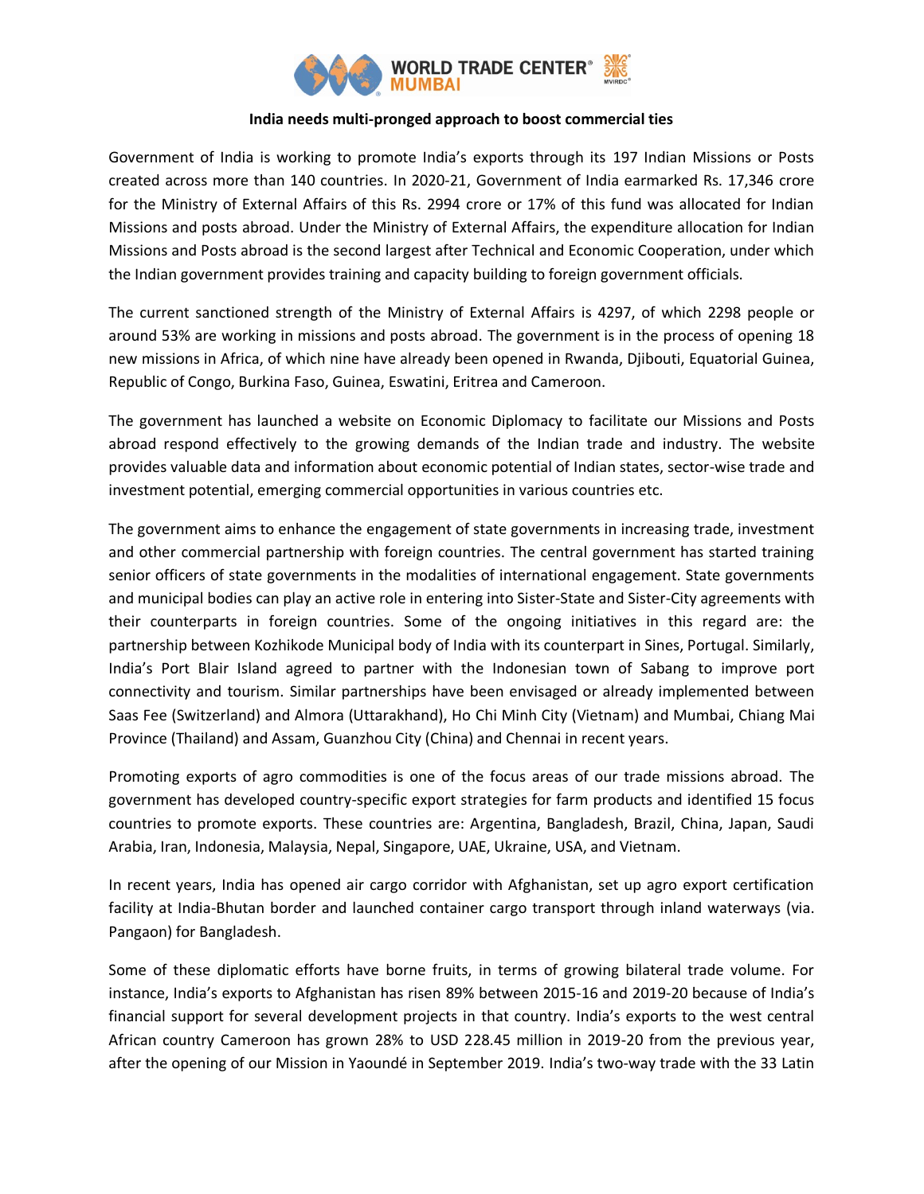# India needs multi-pronged approach to boost commercial ties

Government of India is working to promote India's exports through its 197 Indian Missions or Posts created across more than 140 countries. In 2020-21, Government of India earmarked Rs. 17,346 crore for the Ministry of External Affairs of this Rs. 2994 crore or 17% of this fund was allocated for Indian Missions and posts abroad. Under the Ministry of External Affairs, the expenditure allocation for Indian Missions and Posts abroad is the second largest after Technical and Economic Cooperation, under which the Indian government provides training and capacity building to foreign government officials.

The current sanctioned strength of the Ministry of External Affairs is 4297, of which 2298 people or around 53% are working in missions and posts abroad. The government is in the process of opening 18 new missions in Africa, of which nine have already been opened in Rwanda, Djibouti, Equatorial Guinea, Republic of Congo, Burkina Faso, Guinea, Eswatini, Eritrea and Cameroon.

The government has launched a website on Economic Diplomacy to facilitate our Missions and Posts abroad respond effectively to the growing demands of the Indian trade and industry. The website provides valuable data and information about economic potential of Indian states, sector-wise trade and investment potential, emerging commercial opportunities in various countries etc.

The government aims to enhance the engagement of state governments in increasing trade, investment and other commercial partnership with foreign countries. The central government has started training senior officers of state governments in the modalities of international engagement. State governments and municipal bodies can play an active role in entering into Sister-State and Sister-City agreements with their counterparts in foreign countries. Some of the ongoing initiatives in this regard are: the partnership between Kozhikode Municipal body of India with its counterpart in Sines, Portugal. Similarly, India's Port Blair Island agreed to partner with the Indonesian town of Sabang to improve port connectivity and tourism. Similar partnerships have been envisaged or already implemented between Saas Fee (Switzerland) and Almora (Uttarakhand), Ho Chi Minh City (Vietnam) and Mumbai, Chiang Mai Province (Thailand) and Assam, Guanzhou City (China) and Chennai in recent years.

Promoting exports of agro commodities is one of the focus areas of our trade missions abroad. The government has developed country-specific export strategies for farm products and identified 15 focus countries to promote exports. These countries are: Argentina, Bangladesh, Brazil, China, Japan, Saudi Arabia, Iran, Indonesia, Malaysia, Nepal, Singapore, UAE, Ukraine, USA, and Vietnam.

In recent years, India has opened air cargo corridor with Afghanistan, set up agro export certification facility at India-Bhutan border and launched container cargo transport through inland waterways (via. Pangaon) for Bangladesh.

Some of these diplomatic efforts have borne fruits, in terms of growing bilateral trade volume. For instance, India's exports to Afghanistan has risen 89% between 2015-16 and 2019-20 because of India's financial support for several development projects in that country. India's exports to the west central African country Cameroon has grown 28% to USD 228.45 million in 2019-20 from the previous year, after the opening of our Mission in Yaoundé in September 2019. India's two-way trade with the 33 Latin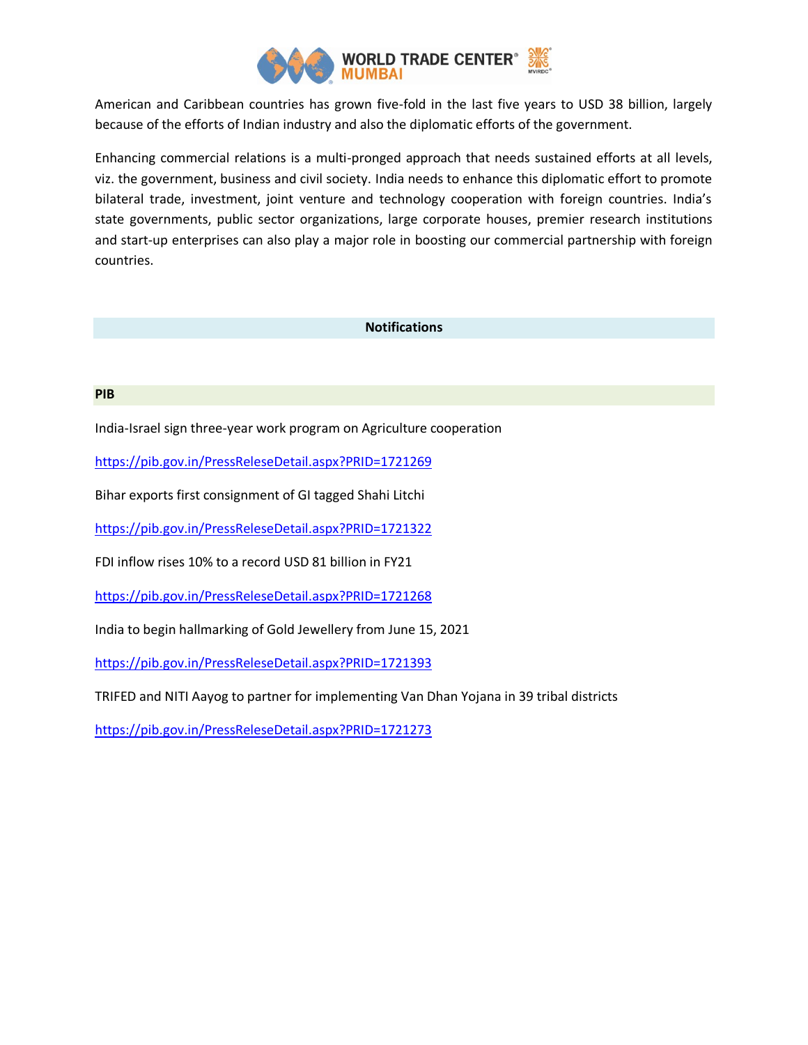American and Caribbean countries has grown five-fold in the last five years to USD 38 billion, largely because of the efforts of Indian industry and also the diplomatic efforts of the government.

Enhancing commercial relations is a multi-pronged approach that needs sustained efforts at all levels, viz. the government, business and civil society. India needs to enhance this diplomatic effort to promote bilateral trade, investment, joint venture and technology cooperation with foreign countries. India's state governments, public sector organizations, large corporate houses, premier research institutions and start-up enterprises can also play a major role in boosting our commercial partnership with foreign countries.

## Notifications

### PIB

India-Israel sign three-year work program on Agriculture cooperation

https://pib.gov.in/PressReleseDetail.aspx?PRID=1721269

Bihar exports first consignment of GI tagged Shahi Litchi

https://pib.gov.in/PressReleseDetail.aspx?PRID=1721322

FDI inflow rises 10% to a record USD 81 billion in FY21

https://pib.gov.in/PressReleseDetail.aspx?PRID=1721268

India to begin hallmarking of Gold Jewellery from June 15, 2021

https://pib.gov.in/PressReleseDetail.aspx?PRID=1721393

TRIFED and NITI Aayog to partner for implementing Van Dhan Yojana in 39 tribal districts

https://pib.gov.in/PressReleseDetail.aspx?PRID=1721273